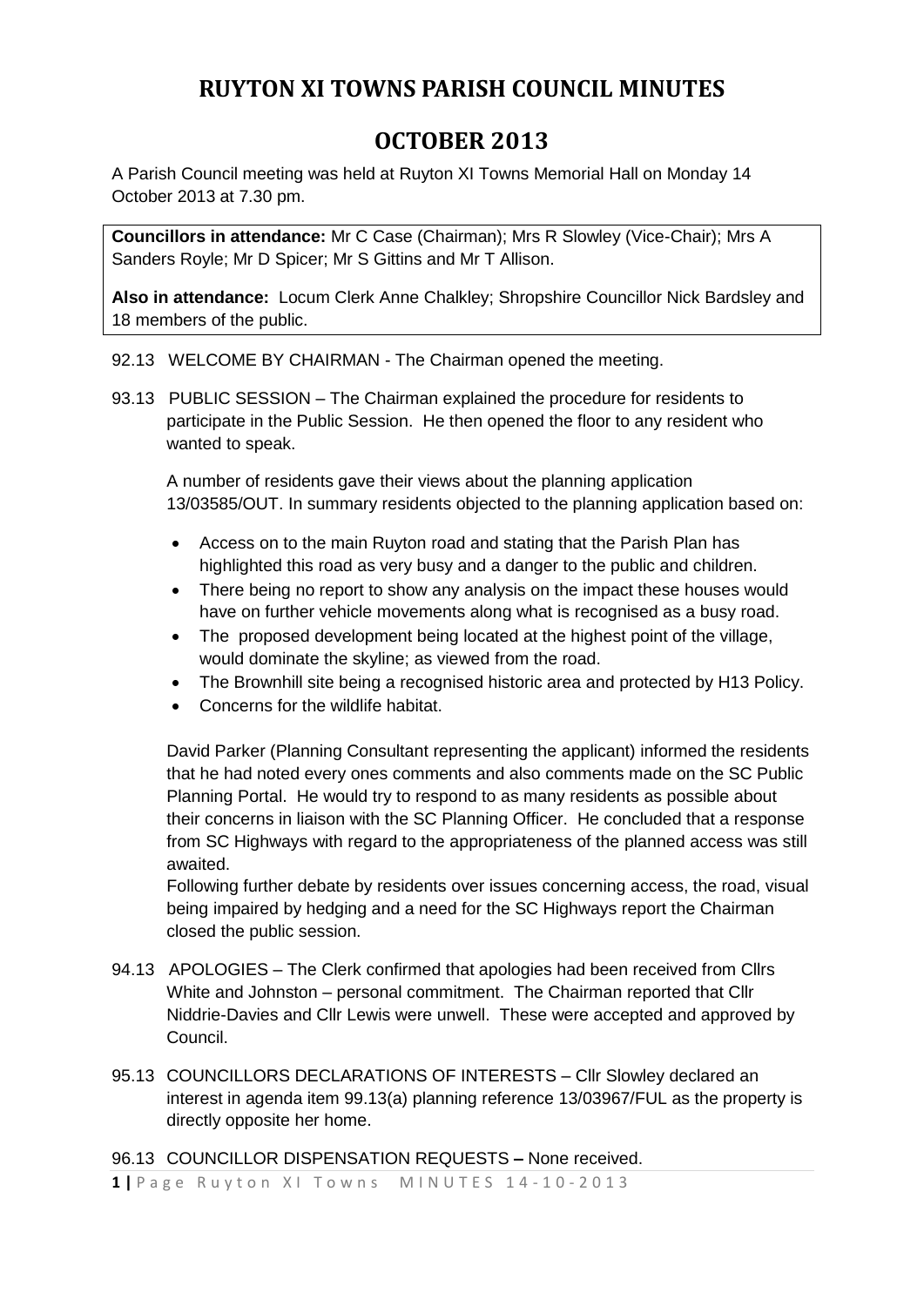# RUYTON XI TOWNS PARISH COUNCIL MINUTES

## OCTOBER 2013

A Parish Council meeting was held at Ruyton XI Towns Memorial Hall on Monday 14 October 2013 at 7.30 pm.

**Councillors in attendance:** Mr C Case (Chairman); Mrs R Slowley (Vice-Chair); Mrs A Sanders Royle; Mr D Spicer; Mr S Gittins and Mr T Allison.

**Also in attendance:** Locum Clerk Anne Chalkley; Shropshire Councillor Nick Bardsley and 18 members of the public.

92.13 WELCOME BY CHAIRMAN - The Chairman opened the meeting.

93.13 PUBLIC SESSION – The Chairman explained the procedure for residents to participate in the Public Session. He then opened the floor to any resident who wanted to speak.

A number of residents gave their views about the planning application 13/03585/OUT. In summary residents objected to the planning application based on:

- Access on to the main Ruyton road and stating that the Parish Plan has highlighted this road as very busy and a danger to the public and children.
- There being no report to show any analysis on the impact these houses would have on further vehicle movements along what is recognised as a busy road.
- The proposed development being located at the highest point of the village, would dominate the skyline; as viewed from the road.
- The Brownhill site being a recognised historic area and protected by H13 Policy.
- Concerns for the wildlife habitat.

David Parker (Planning Consultant representing the applicant) informed the residents that he had noted every ones comments and also comments made on the SC Public Planning Portal. He would try to respond to as many residents as possible about their concerns in liaison with the SC Planning Officer. He concluded that a response from SC Highways with regard to the appropriateness of the planned access was still awaited.

Following further debate by residents over issues concerning access, the road, visual being impaired by hedging and a need for the SC Highways report the Chairman closed the public session.

94.13 APOLOGIES – The Clerk confirmed that apologies had been received from Cllrs White and Johnston – personal commitment. The Chairman reported that Cllr Niddrie-Davies and Cllr Lewis were unwell. These were accepted and approved by Council.

95.13 COUNCILLORS DECLARATIONS OF INTERESTS – Cllr Slowley declared an interest in agenda item 99.13(a) planning reference 13/03967/FUL as the property is directly opposite her home.

96.13 COUNCILLOR DISPENSATION REQUESTS **–** None received.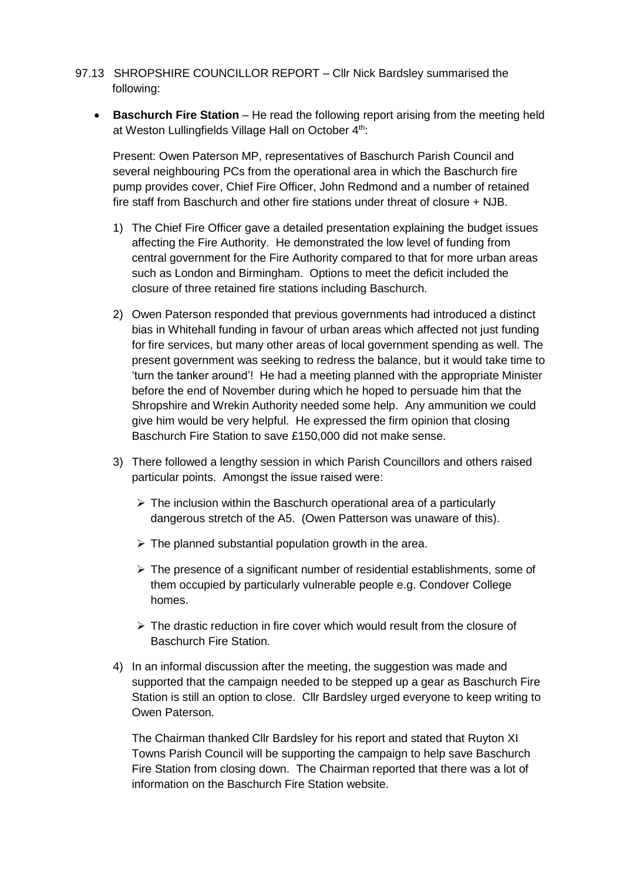97.13 SHROPSHIRE COUNCILLOR REPORT – Cllr Nick Bardsley summarised the following:

- **Baschurch Fire Station** – He read the following report arising from the meeting held at Weston Lullingfields Village Hall on October 4th:

  Present: Owen Paterson MP, representatives of Baschurch Parish Council and several neighbouring PCs from the operational area in which the Baschurch fire pump provides cover, Chief Fire Officer, John Redmond and a number of retained fire staff from Baschurch and other fire stations under threat of closure + NJB.

  1) The Chief Fire Officer gave a detailed presentation explaining the budget issues affecting the Fire Authority. He demonstrated the low level of funding from central government for the Fire Authority compared to that for more urban areas such as London and Birmingham. Options to meet the deficit included the closure of three retained fire stations including Baschurch.

  2) Owen Paterson responded that previous governments had introduced a distinct bias in Whitehall funding in favour of urban areas which affected not just funding for fire services, but many other areas of local government spending as well. The present government was seeking to redress the balance, but it would take time to 'turn the tanker around'! He had a meeting planned with the appropriate Minister before the end of November during which he hoped to persuade him that the Shropshire and Wrekin Authority needed some help. Any ammunition we could give him would be very helpful. He expressed the firm opinion that closing Baschurch Fire Station to save £150,000 did not make sense.

  3) There followed a lengthy session in which Parish Councillors and others raised particular points. Amongst the issue raised were:

     - The inclusion within the Baschurch operational area of a particularly dangerous stretch of the A5. (Owen Patterson was unaware of this).
     - The planned substantial population growth in the area.
     - The presence of a significant number of residential establishments, some of them occupied by particularly vulnerable people e.g. Condover College homes.
     - The drastic reduction in fire cover which would result from the closure of Baschurch Fire Station.

  4) In an informal discussion after the meeting, the suggestion was made and supported that the campaign needed to be stepped up a gear as Baschurch Fire Station is still an option to close. Cllr Bardsley urged everyone to keep writing to Owen Paterson.

  The Chairman thanked Cllr Bardsley for his report and stated that Ruyton XI Towns Parish Council will be supporting the campaign to help save Baschurch Fire Station from closing down. The Chairman reported that there was a lot of information on the Baschurch Fire Station website.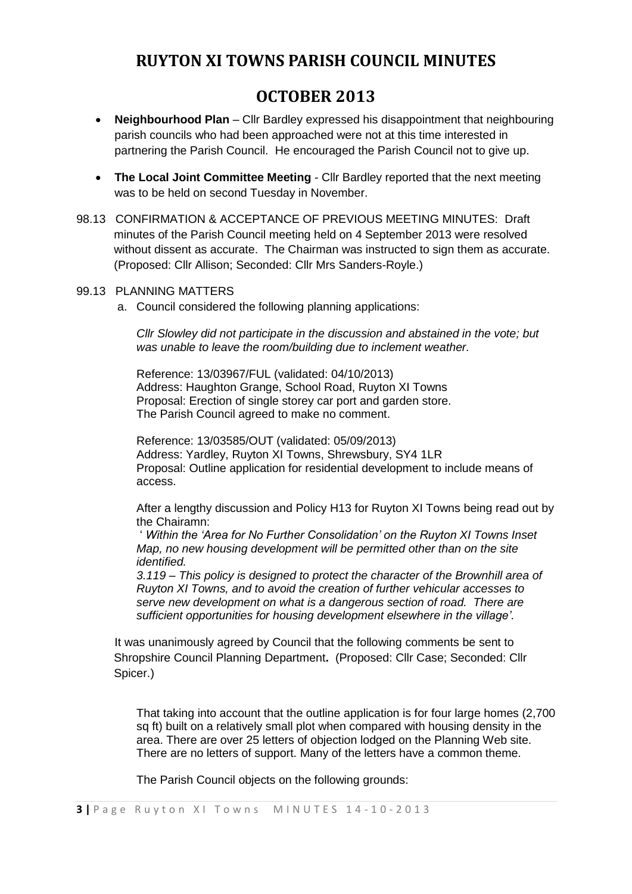# RUYTON XI TOWNS PARISH COUNCIL MINUTES

# OCTOBER 2013

- **Neighbourhood Plan** – Cllr Bardley expressed his disappointment that neighbouring parish councils who had been approached were not at this time interested in partnering the Parish Council. He encouraged the Parish Council not to give up.

- **The Local Joint Committee Meeting** - Cllr Bardley reported that the next meeting was to be held on second Tuesday in November.

98.13 CONFIRMATION & ACCEPTANCE OF PREVIOUS MEETING MINUTES: Draft minutes of the Parish Council meeting held on 4 September 2013 were resolved without dissent as accurate. The Chairman was instructed to sign them as accurate. (Proposed: Cllr Allison; Seconded: Cllr Mrs Sanders-Royle.)

99.13 PLANNING MATTERS

a. Council considered the following planning applications:

*Cllr Slowley did not participate in the discussion and abstained in the vote; but was unable to leave the room/building due to inclement weather.*

Reference: 13/03967/FUL (validated: 04/10/2013)
Address: Haughton Grange, School Road, Ruyton XI Towns
Proposal: Erection of single storey car port and garden store.
The Parish Council agreed to make no comment.

Reference: 13/03585/OUT (validated: 05/09/2013)
Address: Yardley, Ruyton XI Towns, Shrewsbury, SY4 1LR
Proposal: Outline application for residential development to include means of access.

After a lengthy discussion and Policy H13 for Ruyton XI Towns being read out by the Chairamn:

' *Within the 'Area for No Further Consolidation' on the Ruyton XI Towns Inset Map, no new housing development will be permitted other than on the site identified.*

*3.119 – This policy is designed to protect the character of the Brownhill area of Ruyton XI Towns, and to avoid the creation of further vehicular accesses to serve new development on what is a dangerous section of road. There are sufficient opportunities for housing development elsewhere in the village'.*

It was unanimously agreed by Council that the following comments be sent to Shropshire Council Planning Department**.** (Proposed: Cllr Case; Seconded: Cllr Spicer.)

That taking into account that the outline application is for four large homes (2,700 sq ft) built on a relatively small plot when compared with housing density in the area. There are over 25 letters of objection lodged on the Planning Web site. There are no letters of support. Many of the letters have a common theme.

The Parish Council objects on the following grounds: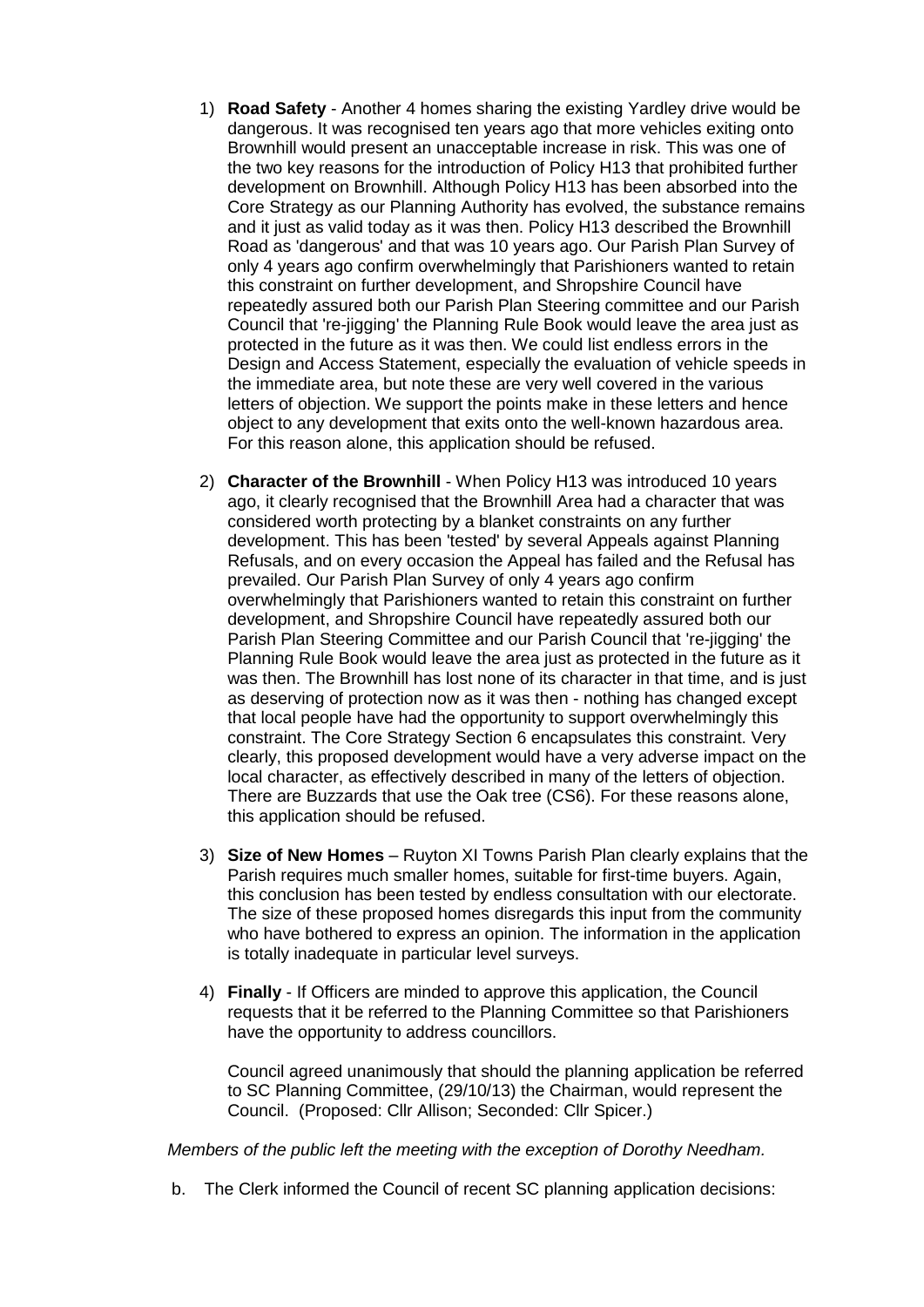1) **Road Safety** - Another 4 homes sharing the existing Yardley drive would be dangerous. It was recognised ten years ago that more vehicles exiting onto Brownhill would present an unacceptable increase in risk. This was one of the two key reasons for the introduction of Policy H13 that prohibited further development on Brownhill. Although Policy H13 has been absorbed into the Core Strategy as our Planning Authority has evolved, the substance remains and it just as valid today as it was then. Policy H13 described the Brownhill Road as 'dangerous' and that was 10 years ago. Our Parish Plan Survey of only 4 years ago confirm overwhelmingly that Parishioners wanted to retain this constraint on further development, and Shropshire Council have repeatedly assured both our Parish Plan Steering committee and our Parish Council that 're-jigging' the Planning Rule Book would leave the area just as protected in the future as it was then. We could list endless errors in the Design and Access Statement, especially the evaluation of vehicle speeds in the immediate area, but note these are very well covered in the various letters of objection. We support the points make in these letters and hence object to any development that exits onto the well-known hazardous area. For this reason alone, this application should be refused.

2) **Character of the Brownhill** - When Policy H13 was introduced 10 years ago, it clearly recognised that the Brownhill Area had a character that was considered worth protecting by a blanket constraints on any further development. This has been 'tested' by several Appeals against Planning Refusals, and on every occasion the Appeal has failed and the Refusal has prevailed. Our Parish Plan Survey of only 4 years ago confirm overwhelmingly that Parishioners wanted to retain this constraint on further development, and Shropshire Council have repeatedly assured both our Parish Plan Steering Committee and our Parish Council that 're-jigging' the Planning Rule Book would leave the area just as protected in the future as it was then. The Brownhill has lost none of its character in that time, and is just as deserving of protection now as it was then - nothing has changed except that local people have had the opportunity to support overwhelmingly this constraint. The Core Strategy Section 6 encapsulates this constraint. Very clearly, this proposed development would have a very adverse impact on the local character, as effectively described in many of the letters of objection. There are Buzzards that use the Oak tree (CS6). For these reasons alone, this application should be refused.

3) **Size of New Homes** – Ruyton XI Towns Parish Plan clearly explains that the Parish requires much smaller homes, suitable for first-time buyers. Again, this conclusion has been tested by endless consultation with our electorate. The size of these proposed homes disregards this input from the community who have bothered to express an opinion. The information in the application is totally inadequate in particular level surveys.

4) **Finally** - If Officers are minded to approve this application, the Council requests that it be referred to the Planning Committee so that Parishioners have the opportunity to address councillors.

   Council agreed unanimously that should the planning application be referred to SC Planning Committee, (29/10/13) the Chairman, would represent the Council. (Proposed: Cllr Allison; Seconded: Cllr Spicer.)

*Members of the public left the meeting with the exception of Dorothy Needham.*

b. The Clerk informed the Council of recent SC planning application decisions: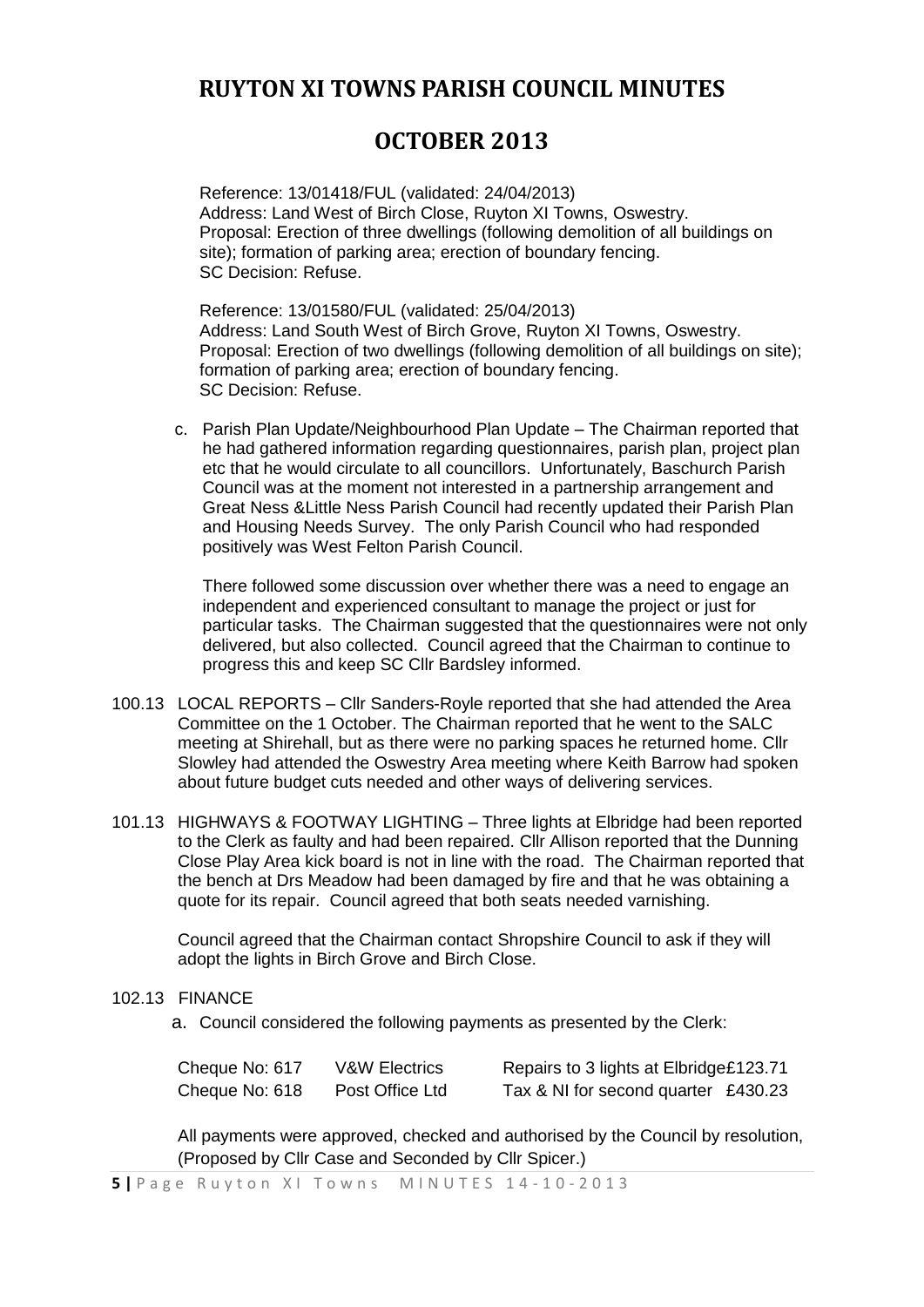# RUYTON XI TOWNS PARISH COUNCIL MINUTES

# OCTOBER 2013

Reference: 13/01418/FUL (validated: 24/04/2013)
Address: Land West of Birch Close, Ruyton XI Towns, Oswestry.
Proposal: Erection of three dwellings (following demolition of all buildings on site); formation of parking area; erection of boundary fencing.
SC Decision: Refuse.

Reference: 13/01580/FUL (validated: 25/04/2013)
Address: Land South West of Birch Grove, Ruyton XI Towns, Oswestry.
Proposal: Erection of two dwellings (following demolition of all buildings on site); formation of parking area; erection of boundary fencing.
SC Decision: Refuse.

c. Parish Plan Update/Neighbourhood Plan Update – The Chairman reported that he had gathered information regarding questionnaires, parish plan, project plan etc that he would circulate to all councillors. Unfortunately, Baschurch Parish Council was at the moment not interested in a partnership arrangement and Great Ness &Little Ness Parish Council had recently updated their Parish Plan and Housing Needs Survey. The only Parish Council who had responded positively was West Felton Parish Council.

   There followed some discussion over whether there was a need to engage an independent and experienced consultant to manage the project or just for particular tasks. The Chairman suggested that the questionnaires were not only delivered, but also collected. Council agreed that the Chairman to continue to progress this and keep SC Cllr Bardsley informed.

100.13 LOCAL REPORTS – Cllr Sanders-Royle reported that she had attended the Area Committee on the 1 October. The Chairman reported that he went to the SALC meeting at Shirehall, but as there were no parking spaces he returned home. Cllr Slowley had attended the Oswestry Area meeting where Keith Barrow had spoken about future budget cuts needed and other ways of delivering services.

101.13 HIGHWAYS & FOOTWAY LIGHTING – Three lights at Elbridge had been reported to the Clerk as faulty and had been repaired. Cllr Allison reported that the Dunning Close Play Area kick board is not in line with the road. The Chairman reported that the bench at Drs Meadow had been damaged by fire and that he was obtaining a quote for its repair. Council agreed that both seats needed varnishing.

Council agreed that the Chairman contact Shropshire Council to ask if they will adopt the lights in Birch Grove and Birch Close.

102.13 FINANCE

a. Council considered the following payments as presented by the Clerk:

| | | | |
|---|---|---|---|
| Cheque No: 617 | V&W Electrics | Repairs to 3 lights at Elbridge | £123.71 |
| Cheque No: 618 | Post Office Ltd | Tax & NI for second quarter | £430.23 |

All payments were approved, checked and authorised by the Council by resolution, (Proposed by Cllr Case and Seconded by Cllr Spicer.)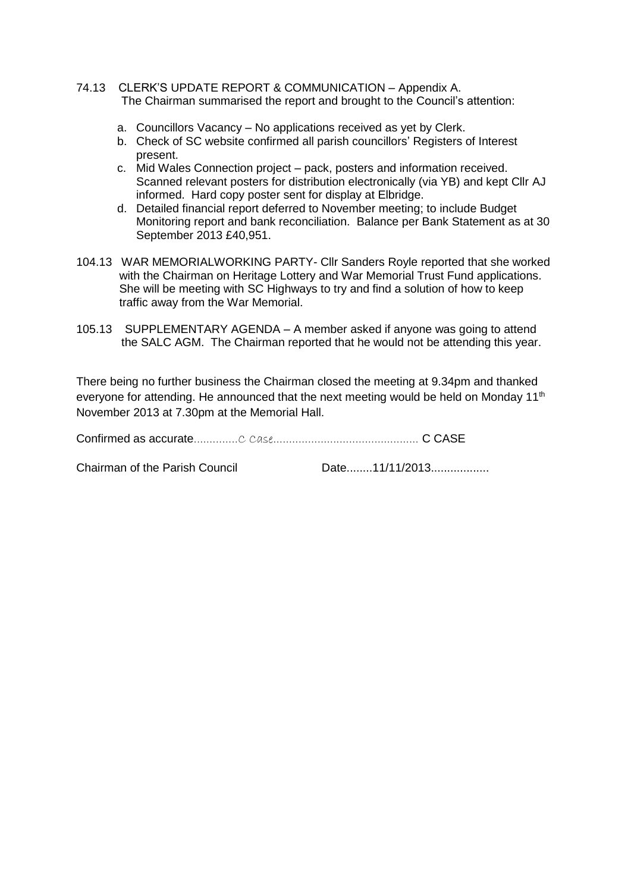74.13 CLERK'S UPDATE REPORT & COMMUNICATION – Appendix A.
The Chairman summarised the report and brought to the Council's attention:

a. Councillors Vacancy – No applications received as yet by Clerk.
b. Check of SC website confirmed all parish councillors' Registers of Interest present.
c. Mid Wales Connection project – pack, posters and information received. Scanned relevant posters for distribution electronically (via YB) and kept Cllr AJ informed. Hard copy poster sent for display at Elbridge.
d. Detailed financial report deferred to November meeting; to include Budget Monitoring report and bank reconciliation. Balance per Bank Statement as at 30 September 2013 £40,951.

104.13 WAR MEMORIALWORKING PARTY- Cllr Sanders Royle reported that she worked with the Chairman on Heritage Lottery and War Memorial Trust Fund applications. She will be meeting with SC Highways to try and find a solution of how to keep traffic away from the War Memorial.

105.13 SUPPLEMENTARY AGENDA – A member asked if anyone was going to attend the SALC AGM. The Chairman reported that he would not be attending this year.

There being no further business the Chairman closed the meeting at 9.34pm and thanked everyone for attending. He announced that the next meeting would be held on Monday 11th November 2013 at 7.30pm at the Memorial Hall.

Confirmed as accurate..............C Case.............................................. C CASE

Chairman of the Parish Council Date........11/11/2013..................